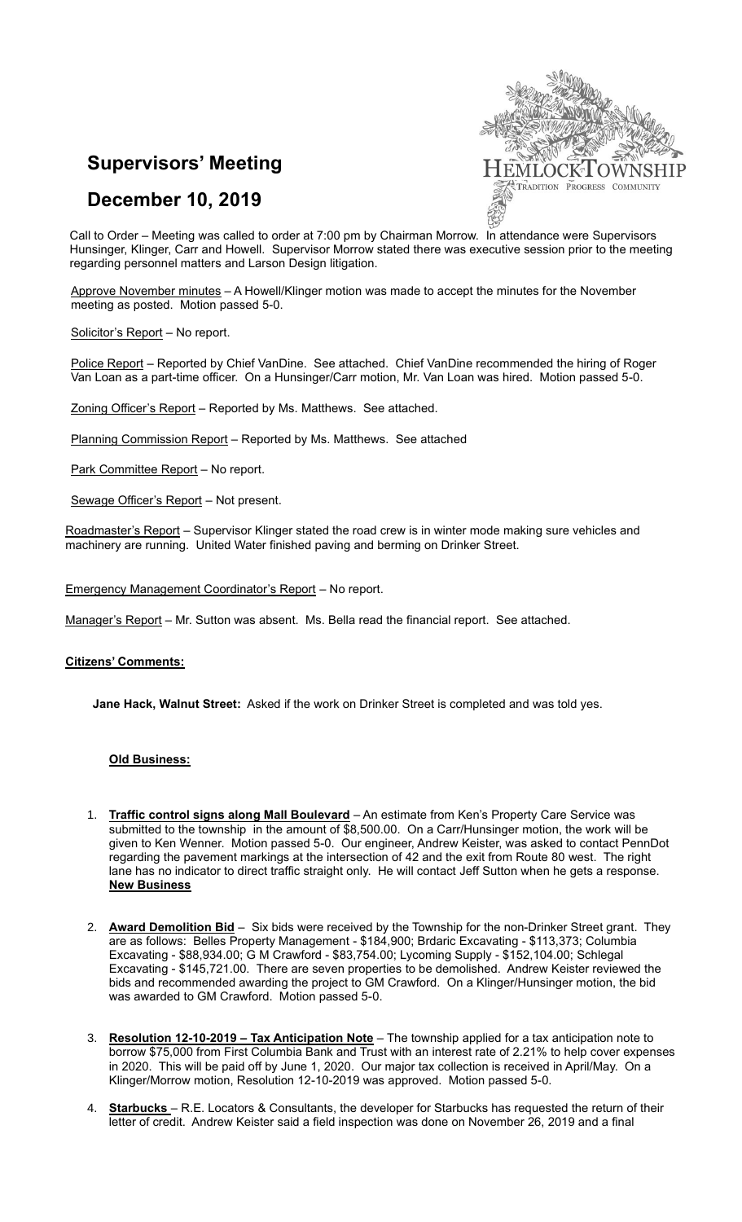# Supervisors' Meeting

# December 10, 2019

Call to Order – Meeting was called to order at 7:00 pm by Chairman Morrow. In attendance were Supervisors Hunsinger, Klinger, Carr and Howell. Supervisor Morrow stated there was executive session prior to the meeting regarding personnel matters and Larson Design litigation.

Approve November minutes – A Howell/Klinger motion was made to accept the minutes for the November meeting as posted. Motion passed 5-0.

Solicitor's Report – No report.

Police Report – Reported by Chief VanDine. See attached. Chief VanDine recommended the hiring of Roger Van Loan as a part-time officer. On a Hunsinger/Carr motion, Mr. Van Loan was hired. Motion passed 5-0.

Zoning Officer's Report – Reported by Ms. Matthews. See attached.

Planning Commission Report – Reported by Ms. Matthews. See attached

Park Committee Report – No report.

Sewage Officer's Report – Not present.

Roadmaster's Report – Supervisor Klinger stated the road crew is in winter mode making sure vehicles and machinery are running. United Water finished paving and berming on Drinker Street.

Emergency Management Coordinator's Report – No report.

Manager's Report – Mr. Sutton was absent. Ms. Bella read the financial report. See attached.

**Citizens' Comments:**

**Jane Hack, Walnut Street:** Asked if the work on Drinker Street is completed and was told yes.

**Old Business:**

1. **Traffic control signs along Mall Boulevard** – An estimate from Ken's Property Care Service was submitted to the township in the amount of $8,500.00. On a Carr/Hunsinger motion, the work will be given to Ken Wenner. Motion passed 5-0. Our engineer, Andrew Keister, was asked to contact PennDot regarding the pavement markings at the intersection of 42 and the exit from Route 80 west. The right lane has no indicator to direct traffic straight only. He will contact Jeff Sutton when he gets a response.

**New Business**

2. **Award Demolition Bid** – Six bids were received by the Township for the non-Drinker Street grant. They are as follows: Belles Property Management - $184,900; Brdaric Excavating - $113,373; Columbia Excavating - $88,934.00; G M Crawford - $83,754.00; Lycoming Supply - $152,104.00; Schlegal Excavating - $145,721.00. There are seven properties to be demolished. Andrew Keister reviewed the bids and recommended awarding the project to GM Crawford. On a Klinger/Hunsinger motion, the bid was awarded to GM Crawford. Motion passed 5-0.

3. **Resolution 12-10-2019 – Tax Anticipation Note** – The township applied for a tax anticipation note to borrow $75,000 from First Columbia Bank and Trust with an interest rate of 2.21% to help cover expenses in 2020. This will be paid off by June 1, 2020. Our major tax collection is received in April/May. On a Klinger/Morrow motion, Resolution 12-10-2019 was approved. Motion passed 5-0.

4. **Starbucks** – R.E. Locators & Consultants, the developer for Starbucks has requested the return of their letter of credit. Andrew Keister said a field inspection was done on November 26, 2019 and a final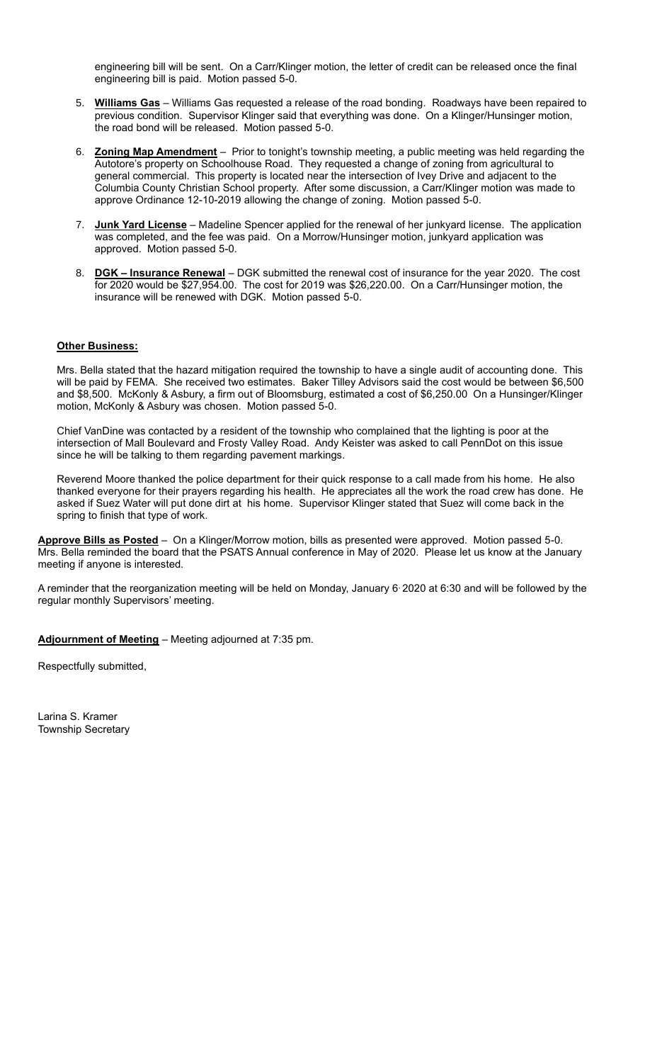engineering bill will be sent. On a Carr/Klinger motion, the letter of credit can be released once the final engineering bill is paid. Motion passed 5-0.

5. **Williams Gas** – Williams Gas requested a release of the road bonding. Roadways have been repaired to previous condition. Supervisor Klinger said that everything was done. On a Klinger/Hunsinger motion, the road bond will be released. Motion passed 5-0.

6. **Zoning Map Amendment** – Prior to tonight's township meeting, a public meeting was held regarding the Autotore's property on Schoolhouse Road. They requested a change of zoning from agricultural to general commercial. This property is located near the intersection of Ivey Drive and adjacent to the Columbia County Christian School property. After some discussion, a Carr/Klinger motion was made to approve Ordinance 12-10-2019 allowing the change of zoning. Motion passed 5-0.

7. **Junk Yard License** – Madeline Spencer applied for the renewal of her junkyard license. The application was completed, and the fee was paid. On a Morrow/Hunsinger motion, junkyard application was approved. Motion passed 5-0.

8. **DGK – Insurance Renewal** – DGK submitted the renewal cost of insurance for the year 2020. The cost for 2020 would be $27,954.00. The cost for 2019 was $26,220.00. On a Carr/Hunsinger motion, the insurance will be renewed with DGK. Motion passed 5-0.

**Other Business:**

Mrs. Bella stated that the hazard mitigation required the township to have a single audit of accounting done. This will be paid by FEMA. She received two estimates. Baker Tilley Advisors said the cost would be between $6,500 and $8,500. McKonly & Asbury, a firm out of Bloomsburg, estimated a cost of $6,250.00 On a Hunsinger/Klinger motion, McKonly & Asbury was chosen. Motion passed 5-0.

Chief VanDine was contacted by a resident of the township who complained that the lighting is poor at the intersection of Mall Boulevard and Frosty Valley Road. Andy Keister was asked to call PennDot on this issue since he will be talking to them regarding pavement markings.

Reverend Moore thanked the police department for their quick response to a call made from his home. He also thanked everyone for their prayers regarding his health. He appreciates all the work the road crew has done. He asked if Suez Water will put done dirt at his home. Supervisor Klinger stated that Suez will come back in the spring to finish that type of work.

**Approve Bills as Posted** – On a Klinger/Morrow motion, bills as presented were approved. Motion passed 5-0. Mrs. Bella reminded the board that the PSATS Annual conference in May of 2020. Please let us know at the January meeting if anyone is interested.

A reminder that the reorganization meeting will be held on Monday, January 6, 2020 at 6:30 and will be followed by the regular monthly Supervisors' meeting.

**Adjournment of Meeting** – Meeting adjourned at 7:35 pm.

Respectfully submitted,

Larina S. Kramer
Township Secretary